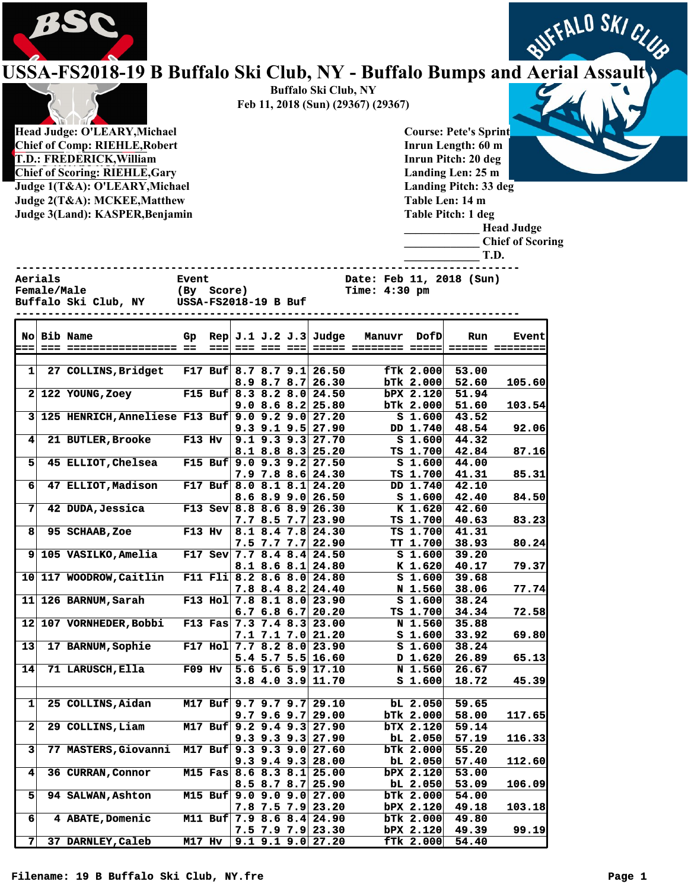# USSA-FS2018-19 B Buffalo Ski Club, NY - Buffalo Bumps and Aerial Assault

Buffalo Ski Club, NY
Feb 11, 2018 (Sun) (29367) (29367)

Head Judge: O'LEARY,Michael
Chief of Comp: RIEHLE,Robert
T.D.: FREDERICK,William
Chief of Scoring: RIEHLE,Gary
Judge 1(T&A): O'LEARY,Michael
Judge 2(T&A): MCKEE,Matthew
Judge 3(Land): KASPER,Benjamin

Course: Pete's Sprint
Inrun Length: 60 m
Inrun Pitch: 20 deg
Landing Len: 25 m
Landing Pitch: 33 deg
Table Len: 14 m
Table Pitch: 1 deg

____________ Head Judge
____________ Chief of Scoring
____________ T.D.

```
Aerials                  Event                     Date: Feb 11, 2018 (Sun)
Female/Male              (By  Score)               Time: 4:30 pm
Buffalo Ski Club, NY     USSA-FS2018-19 B Buf
```

| No | Bib | Name | Gp | Rep | J.1 | J.2 | J.3 | Judge | Manuvr | DofD | Run | Event |
|---|---|---|---|---|---|---|---|---|---|---|---|---|
| 1 | 27 | COLLINS,Bridget | F17 | Buf | 8.7 | 8.7 | 9.1 | 26.50 | fTk | 2.000 | 53.00 | |
| | | | | | 8.9 | 8.7 | 8.7 | 26.30 | bTk | 2.000 | 52.60 | 105.60 |
| 2 | 122 | YOUNG,Zoey | F15 | Buf | 8.3 | 8.2 | 8.0 | 24.50 | bPX | 2.120 | 51.94 | |
| | | | | | 9.0 | 8.6 | 8.2 | 25.80 | bTk | 2.000 | 51.60 | 103.54 |
| 3 | 125 | HENRICH,Anneliese | F13 | Buf | 9.0 | 9.2 | 9.0 | 27.20 | S | 1.600 | 43.52 | |
| | | | | | 9.3 | 9.1 | 9.5 | 27.90 | DD | 1.740 | 48.54 | 92.06 |
| 4 | 21 | BUTLER,Brooke | F13 | Hv | 9.1 | 9.3 | 9.3 | 27.70 | S | 1.600 | 44.32 | |
| | | | | | 8.1 | 8.8 | 8.3 | 25.20 | TS | 1.700 | 42.84 | 87.16 |
| 5 | 45 | ELLIOT,Chelsea | F15 | Buf | 9.0 | 9.3 | 9.2 | 27.50 | S | 1.600 | 44.00 | |
| | | | | | 7.9 | 7.8 | 8.6 | 24.30 | TS | 1.700 | 41.31 | 85.31 |
| 6 | 47 | ELLIOT,Madison | F17 | Buf | 8.0 | 8.1 | 8.1 | 24.20 | DD | 1.740 | 42.10 | |
| | | | | | 8.6 | 8.9 | 9.0 | 26.50 | S | 1.600 | 42.40 | 84.50 |
| 7 | 42 | DUDA,Jessica | F13 | Sev | 8.8 | 8.6 | 8.9 | 26.30 | K | 1.620 | 42.60 | |
| | | | | | 7.7 | 8.5 | 7.7 | 23.90 | TS | 1.700 | 40.63 | 83.23 |
| 8 | 95 | SCHAAB,Zoe | F13 | Hv | 8.1 | 8.4 | 7.8 | 24.30 | TS | 1.700 | 41.31 | |
| | | | | | 7.5 | 7.7 | 7.7 | 22.90 | TT | 1.700 | 38.93 | 80.24 |
| 9 | 105 | VASILKO,Amelia | F17 | Sev | 7.7 | 8.4 | 8.4 | 24.50 | S | 1.600 | 39.20 | |
| | | | | | 8.1 | 8.6 | 8.1 | 24.80 | K | 1.620 | 40.17 | 79.37 |
| 10 | 117 | WOODROW,Caitlin | F11 | Fli | 8.2 | 8.6 | 8.0 | 24.80 | S | 1.600 | 39.68 | |
| | | | | | 7.8 | 8.4 | 8.2 | 24.40 | N | 1.560 | 38.06 | 77.74 |
| 11 | 126 | BARNUM,Sarah | F13 | Hol | 7.8 | 8.1 | 8.0 | 23.90 | S | 1.600 | 38.24 | |
| | | | | | 6.7 | 6.8 | 6.7 | 20.20 | TS | 1.700 | 34.34 | 72.58 |
| 12 | 107 | VORNHEDER,Bobbi | F13 | Fas | 7.3 | 7.4 | 8.3 | 23.00 | N | 1.560 | 35.88 | |
| | | | | | 7.1 | 7.1 | 7.0 | 21.20 | S | 1.600 | 33.92 | 69.80 |
| 13 | 17 | BARNUM,Sophie | F17 | Hol | 7.7 | 8.2 | 8.0 | 23.90 | S | 1.600 | 38.24 | |
| | | | | | 5.4 | 5.7 | 5.5 | 16.60 | D | 1.620 | 26.89 | 65.13 |
| 14 | 71 | LARUSCH,Ella | F09 | Hv | 5.6 | 5.6 | 5.9 | 17.10 | N | 1.560 | 26.67 | |
| | | | | | 3.8 | 4.0 | 3.9 | 11.70 | S | 1.600 | 18.72 | 45.39 |
| | | | | | | | | | | | | |
| 1 | 25 | COLLINS,Aidan | M17 | Buf | 9.7 | 9.7 | 9.7 | 29.10 | bL | 2.050 | 59.65 | |
| | | | | | 9.7 | 9.6 | 9.7 | 29.00 | bTk | 2.000 | 58.00 | 117.65 |
| 2 | 29 | COLLINS,Liam | M17 | Buf | 9.2 | 9.4 | 9.3 | 27.90 | bTX | 2.120 | 59.14 | |
| | | | | | 9.3 | 9.3 | 9.3 | 27.90 | bL | 2.050 | 57.19 | 116.33 |
| 3 | 77 | MASTERS,Giovanni | M17 | Buf | 9.3 | 9.3 | 9.0 | 27.60 | bTk | 2.000 | 55.20 | |
| | | | | | 9.3 | 9.4 | 9.3 | 28.00 | bL | 2.050 | 57.40 | 112.60 |
| 4 | 36 | CURRAN,Connor | M15 | Fas | 8.6 | 8.3 | 8.1 | 25.00 | bPX | 2.120 | 53.00 | |
| | | | | | 8.5 | 8.7 | 8.7 | 25.90 | bL | 2.050 | 53.09 | 106.09 |
| 5 | 94 | SALWAN,Ashton | M15 | Buf | 9.0 | 9.0 | 9.0 | 27.00 | bTk | 2.000 | 54.00 | |
| | | | | | 7.8 | 7.5 | 7.9 | 23.20 | bPX | 2.120 | 49.18 | 103.18 |
| 6 | 4 | ABATE,Domenic | M11 | Buf | 7.9 | 8.6 | 8.4 | 24.90 | bTk | 2.000 | 49.80 | |
| | | | | | 7.5 | 7.9 | 7.9 | 23.30 | bPX | 2.120 | 49.39 | 99.19 |
| 7 | 37 | DARNLEY,Caleb | M17 | Hv | 9.1 | 9.1 | 9.0 | 27.20 | fTk | 2.000 | 54.40 | |

Filename: 19 B Buffalo Ski Club, NY.fre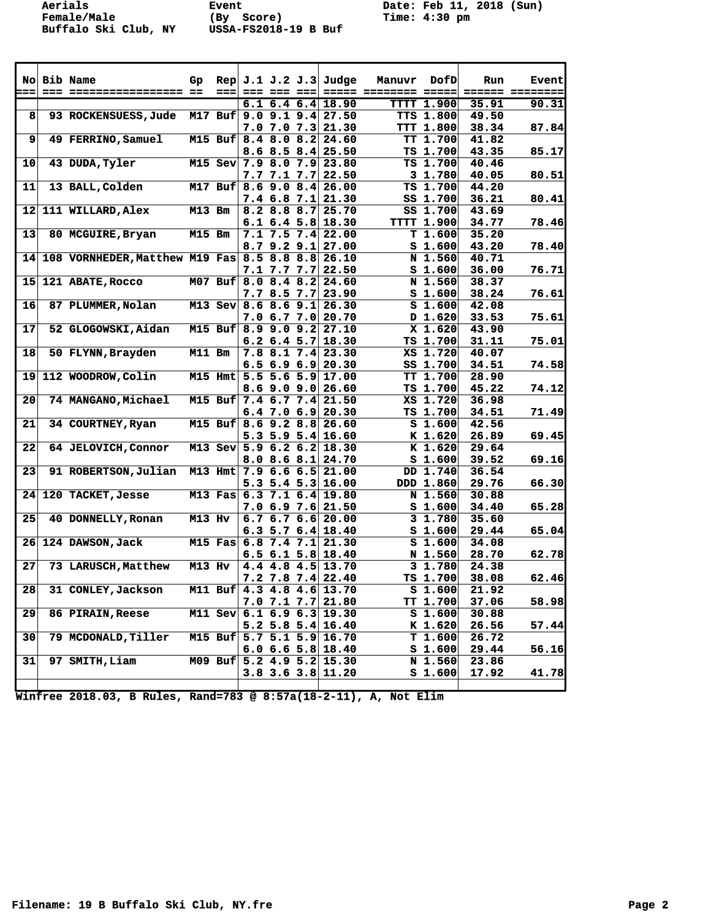Aerials Event Date: Feb 11, 2018 (Sun)
Female/Male (By Score) Time: 4:30 pm
Buffalo Ski Club, NY USSA-FS2018-19 B Buf

| No | Bib | Name | Gp | Rep | J.1 | J.2 | J.3 | Judge | Manuvr | DofD | Run | Event |
|---|---|---|---|---|---|---|---|---|---|---|---|---|
| | | | | | 6.1 | 6.4 | 6.4 | 18.90 | TTTT | 1.900 | 35.91 | 90.31 |
| 8 | 93 | ROCKENSUESS,Jude | M17 | Buf | 9.0 | 9.1 | 9.4 | 27.50 | TTS | 1.800 | 49.50 | |
| | | | | | 7.0 | 7.0 | 7.3 | 21.30 | TTT | 1.800 | 38.34 | 87.84 |
| 9 | 49 | FERRINO,Samuel | M15 | Buf | 8.4 | 8.0 | 8.2 | 24.60 | TT | 1.700 | 41.82 | |
| | | | | | 8.6 | 8.5 | 8.4 | 25.50 | TS | 1.700 | 43.35 | 85.17 |
| 10 | 43 | DUDA,Tyler | M15 | Sev | 7.9 | 8.0 | 7.9 | 23.80 | TS | 1.700 | 40.46 | |
| | | | | | 7.7 | 7.1 | 7.7 | 22.50 | 3 | 1.780 | 40.05 | 80.51 |
| 11 | 13 | BALL,Colden | M17 | Buf | 8.6 | 9.0 | 8.4 | 26.00 | TS | 1.700 | 44.20 | |
| | | | | | 7.4 | 6.8 | 7.1 | 21.30 | SS | 1.700 | 36.21 | 80.41 |
| 12 | 111 | WILLARD,Alex | M13 | Bm | 8.2 | 8.8 | 8.7 | 25.70 | SS | 1.700 | 43.69 | |
| | | | | | 6.1 | 6.4 | 5.8 | 18.30 | TTTT | 1.900 | 34.77 | 78.46 |
| 13 | 80 | MCGUIRE,Bryan | M15 | Bm | 7.1 | 7.5 | 7.4 | 22.00 | T | 1.600 | 35.20 | |
| | | | | | 8.7 | 9.2 | 9.1 | 27.00 | S | 1.600 | 43.20 | 78.40 |
| 14 | 108 | VORNHEDER,Matthew | M19 | Fas | 8.5 | 8.8 | 8.8 | 26.10 | N | 1.560 | 40.71 | |
| | | | | | 7.1 | 7.7 | 7.7 | 22.50 | S | 1.600 | 36.00 | 76.71 |
| 15 | 121 | ABATE,Rocco | M07 | Buf | 8.0 | 8.4 | 8.2 | 24.60 | N | 1.560 | 38.37 | |
| | | | | | 7.7 | 8.5 | 7.7 | 23.90 | S | 1.600 | 38.24 | 76.61 |
| 16 | 87 | PLUMMER,Nolan | M13 | Sev | 8.6 | 8.6 | 9.1 | 26.30 | S | 1.600 | 42.08 | |
| | | | | | 7.0 | 6.7 | 7.0 | 20.70 | D | 1.620 | 33.53 | 75.61 |
| 17 | 52 | GLOGOWSKI,Aidan | M15 | Buf | 8.9 | 9.0 | 9.2 | 27.10 | X | 1.620 | 43.90 | |
| | | | | | 6.2 | 6.4 | 5.7 | 18.30 | TS | 1.700 | 31.11 | 75.01 |
| 18 | 50 | FLYNN,Brayden | M11 | Bm | 7.8 | 8.1 | 7.4 | 23.30 | XS | 1.720 | 40.07 | |
| | | | | | 6.5 | 6.9 | 6.9 | 20.30 | SS | 1.700 | 34.51 | 74.58 |
| 19 | 112 | WOODROW,Colin | M15 | Hmt | 5.5 | 5.6 | 5.9 | 17.00 | TT | 1.700 | 28.90 | |
| | | | | | 8.6 | 9.0 | 9.0 | 26.60 | TS | 1.700 | 45.22 | 74.12 |
| 20 | 74 | MANGANO,Michael | M15 | Buf | 7.4 | 6.7 | 7.4 | 21.50 | XS | 1.720 | 36.98 | |
| | | | | | 6.4 | 7.0 | 6.9 | 20.30 | TS | 1.700 | 34.51 | 71.49 |
| 21 | 34 | COURTNEY,Ryan | M15 | Buf | 8.6 | 9.2 | 8.8 | 26.60 | S | 1.600 | 42.56 | |
| | | | | | 5.3 | 5.9 | 5.4 | 16.60 | K | 1.620 | 26.89 | 69.45 |
| 22 | 64 | JELOVICH,Connor | M13 | Sev | 5.9 | 6.2 | 6.2 | 18.30 | K | 1.620 | 29.64 | |
| | | | | | 8.0 | 8.6 | 8.1 | 24.70 | S | 1.600 | 39.52 | 69.16 |
| 23 | 91 | ROBERTSON,Julian | M13 | Hmt | 7.9 | 6.6 | 6.5 | 21.00 | DD | 1.740 | 36.54 | |
| | | | | | 5.3 | 5.4 | 5.3 | 16.00 | DDD | 1.860 | 29.76 | 66.30 |
| 24 | 120 | TACKET,Jesse | M13 | Fas | 6.3 | 7.1 | 6.4 | 19.80 | N | 1.560 | 30.88 | |
| | | | | | 7.0 | 6.9 | 7.6 | 21.50 | S | 1.600 | 34.40 | 65.28 |
| 25 | 40 | DONNELLY,Ronan | M13 | Hv | 6.7 | 6.7 | 6.6 | 20.00 | 3 | 1.780 | 35.60 | |
| | | | | | 6.3 | 5.7 | 6.4 | 18.40 | S | 1.600 | 29.44 | 65.04 |
| 26 | 124 | DAWSON,Jack | M15 | Fas | 6.8 | 7.4 | 7.1 | 21.30 | S | 1.600 | 34.08 | |
| | | | | | 6.5 | 6.1 | 5.8 | 18.40 | N | 1.560 | 28.70 | 62.78 |
| 27 | 73 | LARUSCH,Matthew | M13 | Hv | 4.4 | 4.8 | 4.5 | 13.70 | 3 | 1.780 | 24.38 | |
| | | | | | 7.2 | 7.8 | 7.4 | 22.40 | TS | 1.700 | 38.08 | 62.46 |
| 28 | 31 | CONLEY,Jackson | M11 | Buf | 4.3 | 4.8 | 4.6 | 13.70 | S | 1.600 | 21.92 | |
| | | | | | 7.0 | 7.1 | 7.7 | 21.80 | TT | 1.700 | 37.06 | 58.98 |
| 29 | 86 | PIRAIN,Reese | M11 | Sev | 6.1 | 6.9 | 6.3 | 19.30 | S | 1.600 | 30.88 | |
| | | | | | 5.2 | 5.8 | 5.4 | 16.40 | K | 1.620 | 26.56 | 57.44 |
| 30 | 79 | MCDONALD,Tiller | M15 | Buf | 5.7 | 5.1 | 5.9 | 16.70 | T | 1.600 | 26.72 | |
| | | | | | 6.0 | 6.6 | 5.8 | 18.40 | S | 1.600 | 29.44 | 56.16 |
| 31 | 97 | SMITH,Liam | M09 | Buf | 5.2 | 4.9 | 5.2 | 15.30 | N | 1.560 | 23.86 | |
| | | | | | 3.8 | 3.6 | 3.8 | 11.20 | S | 1.600 | 17.92 | 41.78 |

Winfree 2018.03, B Rules, Rand=783 @ 8:57a(18-2-11), A, Not Elim

Filename: 19 B Buffalo Ski Club, NY.fre